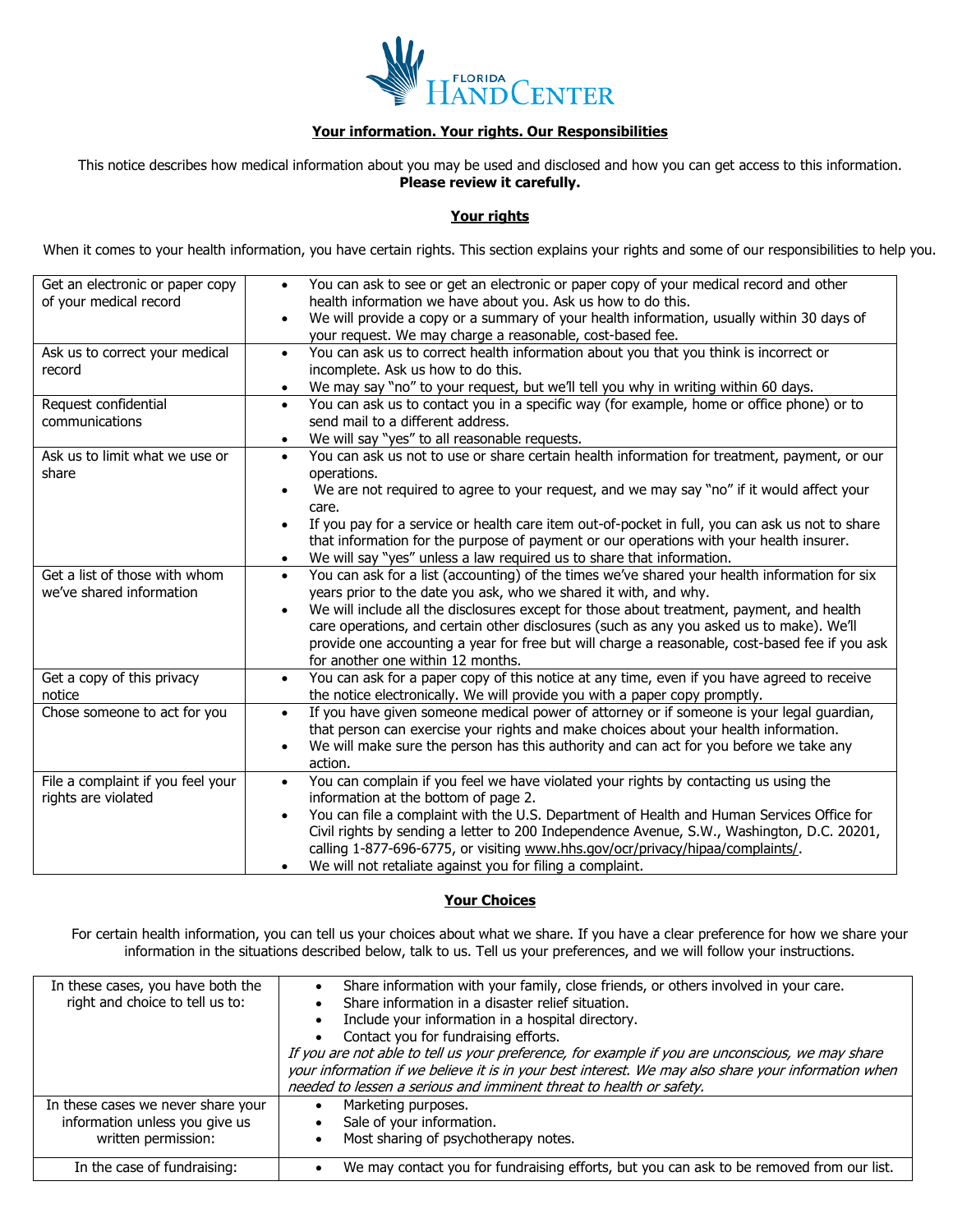FLORIDA HANDCENTER

**Your information. Your rights. Our Responsibilities**

This notice describes how medical information about you may be used and disclosed and how you can get access to this information.
**Please review it carefully.**

## Your rights

When it comes to your health information, you have certain rights. This section explains your rights and some of our responsibilities to help you.

| | |
|---|---|
| Get an electronic or paper copy of your medical record | • You can ask to see or get an electronic or paper copy of your medical record and other health information we have about you. Ask us how to do this.<br>• We will provide a copy or a summary of your health information, usually within 30 days of your request. We may charge a reasonable, cost-based fee. |
| Ask us to correct your medical record | • You can ask us to correct health information about you that you think is incorrect or incomplete. Ask us how to do this.<br>• We may say "no" to your request, but we'll tell you why in writing within 60 days. |
| Request confidential communications | • You can ask us to contact you in a specific way (for example, home or office phone) or to send mail to a different address.<br>• We will say "yes" to all reasonable requests. |
| Ask us to limit what we use or share | • You can ask us not to use or share certain health information for treatment, payment, or our operations.<br>• We are not required to agree to your request, and we may say "no" if it would affect your care.<br>• If you pay for a service or health care item out-of-pocket in full, you can ask us not to share that information for the purpose of payment or our operations with your health insurer.<br>• We will say "yes" unless a law required us to share that information. |
| Get a list of those with whom we've shared information | • You can ask for a list (accounting) of the times we've shared your health information for six years prior to the date you ask, who we shared it with, and why.<br>• We will include all the disclosures except for those about treatment, payment, and health care operations, and certain other disclosures (such as any you asked us to make). We'll provide one accounting a year for free but will charge a reasonable, cost-based fee if you ask for another one within 12 months. |
| Get a copy of this privacy notice | • You can ask for a paper copy of this notice at any time, even if you have agreed to receive the notice electronically. We will provide you with a paper copy promptly. |
| Chose someone to act for you | • If you have given someone medical power of attorney or if someone is your legal guardian, that person can exercise your rights and make choices about your health information.<br>• We will make sure the person has this authority and can act for you before we take any action. |
| File a complaint if you feel your rights are violated | • You can complain if you feel we have violated your rights by contacting us using the information at the bottom of page 2.<br>• You can file a complaint with the U.S. Department of Health and Human Services Office for Civil rights by sending a letter to 200 Independence Avenue, S.W., Washington, D.C. 20201, calling 1-877-696-6775, or visiting www.hhs.gov/ocr/privacy/hipaa/complaints/.<br>• We will not retaliate against you for filing a complaint. |

## Your Choices

For certain health information, you can tell us your choices about what we share. If you have a clear preference for how we share your information in the situations described below, talk to us. Tell us your preferences, and we will follow your instructions.

| | |
|---|---|
| In these cases, you have both the right and choice to tell us to: | • Share information with your family, close friends, or others involved in your care.<br>• Share information in a disaster relief situation.<br>• Include your information in a hospital directory.<br>• Contact you for fundraising efforts.<br>*If you are not able to tell us your preference, for example if you are unconscious, we may share your information if we believe it is in your best interest. We may also share your information when needed to lessen a serious and imminent threat to health or safety.* |
| In these cases we never share your information unless you give us written permission: | • Marketing purposes.<br>• Sale of your information.<br>• Most sharing of psychotherapy notes. |
| In the case of fundraising: | • We may contact you for fundraising efforts, but you can ask to be removed from our list. |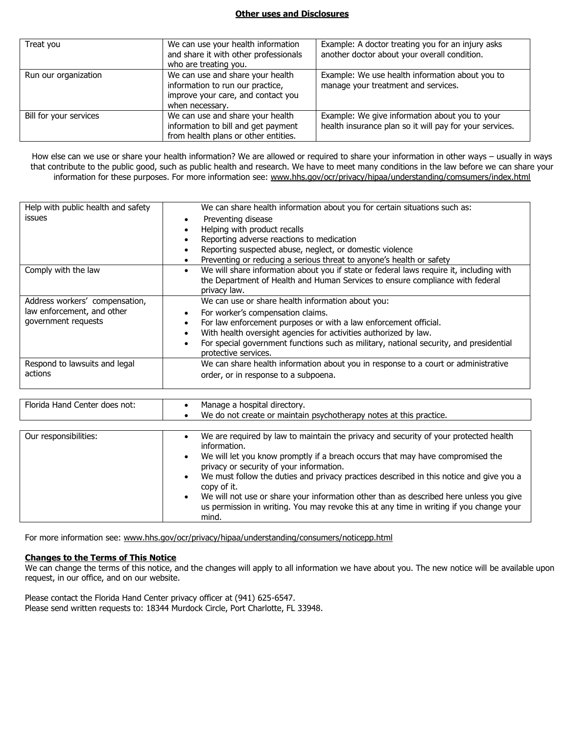## Other uses and Disclosures

| | | |
|---|---|---|
| Treat you | We can use your health information and share it with other professionals who are treating you. | Example: A doctor treating you for an injury asks another doctor about your overall condition. |
| Run our organization | We can use and share your health information to run our practice, improve your care, and contact you when necessary. | Example: We use health information about you to manage your treatment and services. |
| Bill for your services | We can use and share your health information to bill and get payment from health plans or other entities. | Example: We give information about you to your health insurance plan so it will pay for your services. |

How else can we use or share your health information? We are allowed or required to share your information in other ways – usually in ways that contribute to the public good, such as public health and research. We have to meet many conditions in the law before we can share your information for these purposes. For more information see: www.hhs.gov/ocr/privacy/hipaa/understanding/comsumers/index.html

| | |
|---|---|
| Help with public health and safety issues | We can share health information about you for certain situations such as:<br>• Preventing disease<br>• Helping with product recalls<br>• Reporting adverse reactions to medication<br>• Reporting suspected abuse, neglect, or domestic violence<br>• Preventing or reducing a serious threat to anyone's health or safety |
| Comply with the law | • We will share information about you if state or federal laws require it, including with the Department of Health and Human Services to ensure compliance with federal privacy law. |
| Address workers' compensation, law enforcement, and other government requests | We can use or share health information about you:<br>• For worker's compensation claims.<br>• For law enforcement purposes or with a law enforcement official.<br>• With health oversight agencies for activities authorized by law.<br>• For special government functions such as military, national security, and presidential protective services. |
| Respond to lawsuits and legal actions | We can share health information about you in response to a court or administrative order, or in response to a subpoena. |

| | |
|---|---|
| Florida Hand Center does not: | • Manage a hospital directory.<br>• We do not create or maintain psychotherapy notes at this practice. |

| | |
|---|---|
| Our responsibilities: | • We are required by law to maintain the privacy and security of your protected health information.<br>• We will let you know promptly if a breach occurs that may have compromised the privacy or security of your information.<br>• We must follow the duties and privacy practices described in this notice and give you a copy of it.<br>• We will not use or share your information other than as described here unless you give us permission in writing. You may revoke this at any time in writing if you change your mind. |

For more information see: www.hhs.gov/ocr/privacy/hipaa/understanding/consumers/noticepp.html

**Changes to the Terms of This Notice**

We can change the terms of this notice, and the changes will apply to all information we have about you. The new notice will be available upon request, in our office, and on our website.

Please contact the Florida Hand Center privacy officer at (941) 625-6547.
Please send written requests to: 18344 Murdock Circle, Port Charlotte, FL 33948.